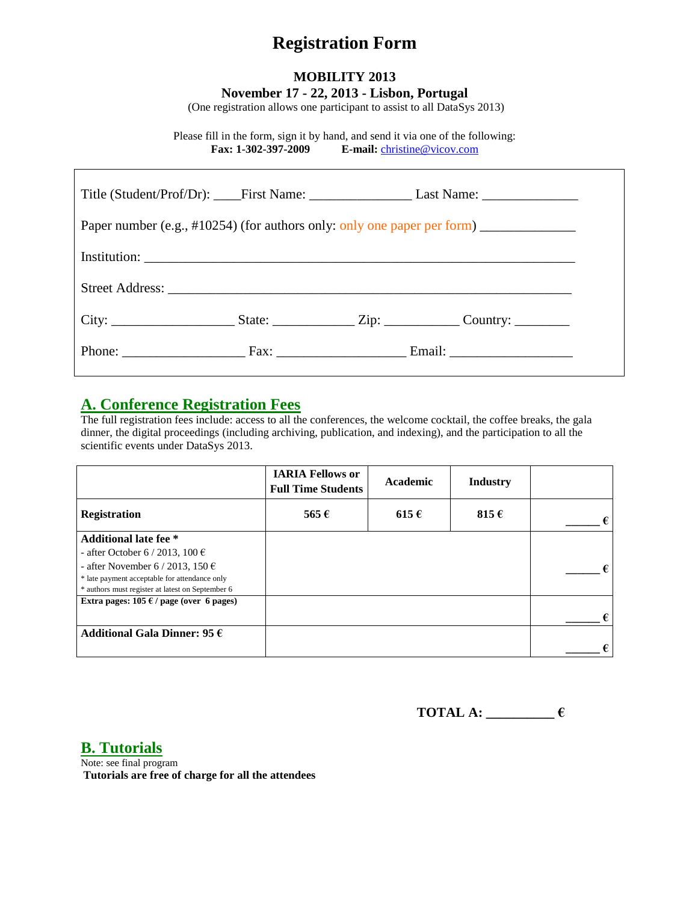# Registration Form

**MOBILITY 2013**

**November 17 - 22, 2013 - Lisbon, Portugal**

(One registration allows one participant to assist to all DataSys 2013)

Please fill in the form, sign it by hand, and send it via one of the following:
**Fax: 1-302-397-2009** **E-mail:** christine@vicov.com

Title (Student/Prof/Dr): ____First Name: _______________ Last Name: ______________

Paper number (e.g., #10254) (for authors only: only one paper per form) ______________

Institution: _________________________________________________________________

Street Address: ______________________________________________________________

City: __________________ State: ____________ Zip: ___________ Country: ________

Phone: __________________ Fax: ___________________ Email: __________________

## A. Conference Registration Fees

The full registration fees include: access to all the conferences, the welcome cocktail, the coffee breaks, the gala dinner, the digital proceedings (including archiving, publication, and indexing), and the participation to all the scientific events under DataSys 2013.

| | IARIA Fellows or Full Time Students | Academic | Industry | |
|---|---|---|---|---|
| **Registration** | **565 €** | **615 €** | **815 €** | ______ € |
| **Additional late fee \***<br>- after October 6 / 2013, 100 €<br>- after November 6 / 2013, 150 €<br>\* late payment acceptable for attendance only<br>\* authors must register at latest on September 6 | | | | ______ € |
| **Extra pages: 105 € / page (over 6 pages)** | | | | ______ € |
| **Additional Gala Dinner: 95 €** | | | | ______ € |

**TOTAL A: __________ €**

## B. Tutorials

Note: see final program

**Tutorials are free of charge for all the attendees**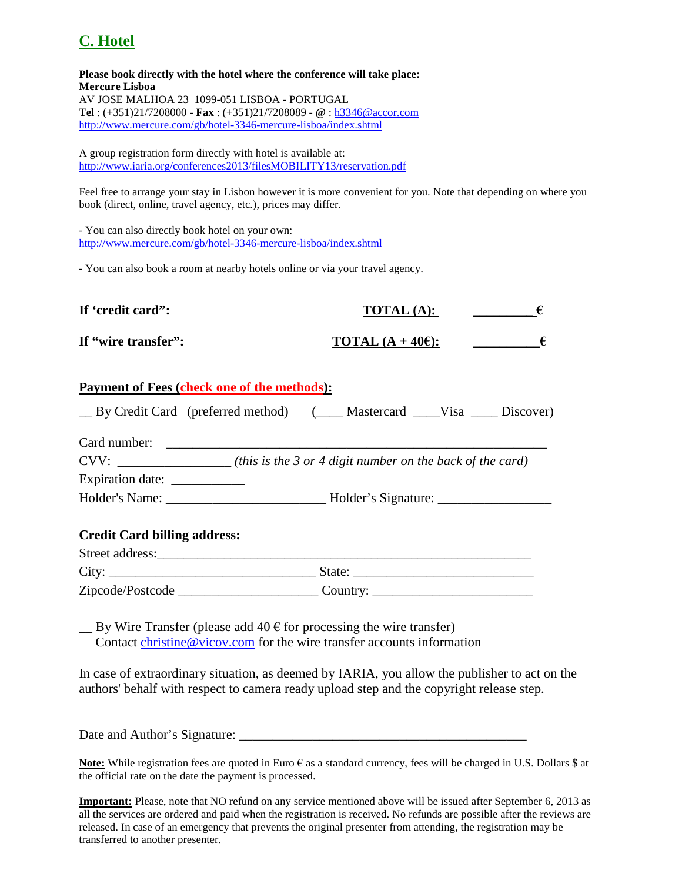## C. Hotel

**Please book directly with the hotel where the conference will take place:**
**Mercure Lisboa**
AV JOSE MALHOA 23 1099-051 LISBOA - PORTUGAL
**Tel** : (+351)21/7208000 - **Fax** : (+351)21/7208089 - **@** : h3346@accor.com
http://www.mercure.com/gb/hotel-3346-mercure-lisboa/index.shtml

A group registration form directly with hotel is available at:
http://www.iaria.org/conferences2013/filesMOBILITY13/reservation.pdf

Feel free to arrange your stay in Lisbon however it is more convenient for you. Note that depending on where you book (direct, online, travel agency, etc.), prices may differ.

- You can also directly book hotel on your own:
http://www.mercure.com/gb/hotel-3346-mercure-lisboa/index.shtml

- You can also book a room at nearby hotels online or via your travel agency.

**If 'credit card":** **TOTAL (A):** _________€

**If "wire transfer":** **TOTAL (A + 40€):** _________€

**Payment of Fees (check one of the methods):**

__ By Credit Card (preferred method) (____ Mastercard ____Visa ____ Discover)

Card number: ___________________________________________________________
CVV: ________________ *(this is the 3 or 4 digit number on the back of the card)*
Expiration date: ___________
Holder's Name: ________________________ Holder's Signature: _________________

**Credit Card billing address:**
Street address:_________________________________________________________
City: ______________________________ State: __________________________
Zipcode/Postcode _____________________ Country: ________________________

__ By Wire Transfer (please add 40 € for processing the wire transfer)
Contact christine@vicov.com for the wire transfer accounts information

In case of extraordinary situation, as deemed by IARIA, you allow the publisher to act on the authors' behalf with respect to camera ready upload step and the copyright release step.

Date and Author's Signature: ____________________________________________

**Note:** While registration fees are quoted in Euro € as a standard currency, fees will be charged in U.S. Dollars $ at the official rate on the date the payment is processed.

**Important:** Please, note that NO refund on any service mentioned above will be issued after September 6, 2013 as all the services are ordered and paid when the registration is received. No refunds are possible after the reviews are released. In case of an emergency that prevents the original presenter from attending, the registration may be transferred to another presenter.